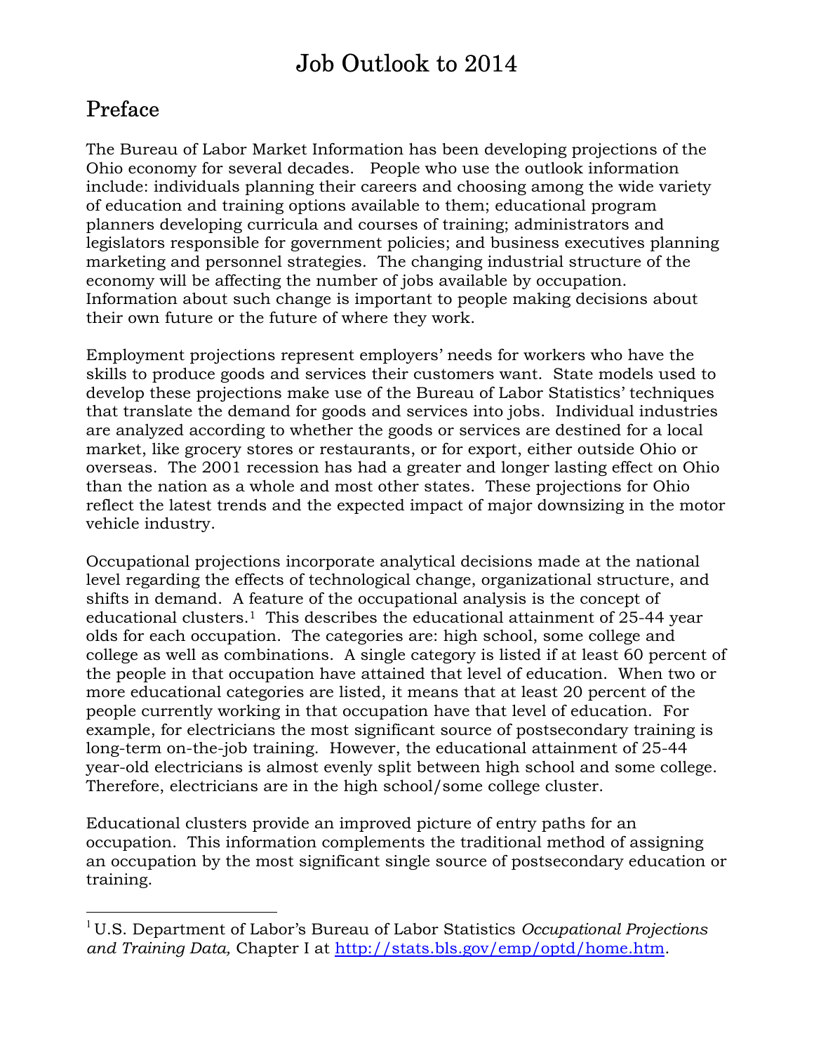# Job Outlook to 2014

## Preface

The Bureau of Labor Market Information has been developing projections of the Ohio economy for several decades. People who use the outlook information include: individuals planning their careers and choosing among the wide variety of education and training options available to them; educational program planners developing curricula and courses of training; administrators and legislators responsible for government policies; and business executives planning marketing and personnel strategies. The changing industrial structure of the economy will be affecting the number of jobs available by occupation. Information about such change is important to people making decisions about their own future or the future of where they work.

Employment projections represent employers' needs for workers who have the skills to produce goods and services their customers want. State models used to develop these projections make use of the Bureau of Labor Statistics' techniques that translate the demand for goods and services into jobs. Individual industries are analyzed according to whether the goods or services are destined for a local market, like grocery stores or restaurants, or for export, either outside Ohio or overseas. The 2001 recession has had a greater and longer lasting effect on Ohio than the nation as a whole and most other states. These projections for Ohio reflect the latest trends and the expected impact of major downsizing in the motor vehicle industry.

Occupational projections incorporate analytical decisions made at the national level regarding the effects of technological change, organizational structure, and shifts in demand. A feature of the occupational analysis is the concept of educational clusters.[1] This describes the educational attainment of 25-44 year olds for each occupation. The categories are: high school, some college and college as well as combinations. A single category is listed if at least 60 percent of the people in that occupation have attained that level of education. When two or more educational categories are listed, it means that at least 20 percent of the people currently working in that occupation have that level of education. For example, for electricians the most significant source of postsecondary training is long-term on-the-job training. However, the educational attainment of 25-44 year-old electricians is almost evenly split between high school and some college. Therefore, electricians are in the high school/some college cluster.

Educational clusters provide an improved picture of entry paths for an occupation. This information complements the traditional method of assigning an occupation by the most significant single source of postsecondary education or training.

---

[1] U.S. Department of Labor's Bureau of Labor Statistics *Occupational Projections and Training Data,* Chapter I at http://stats.bls.gov/emp/optd/home.htm.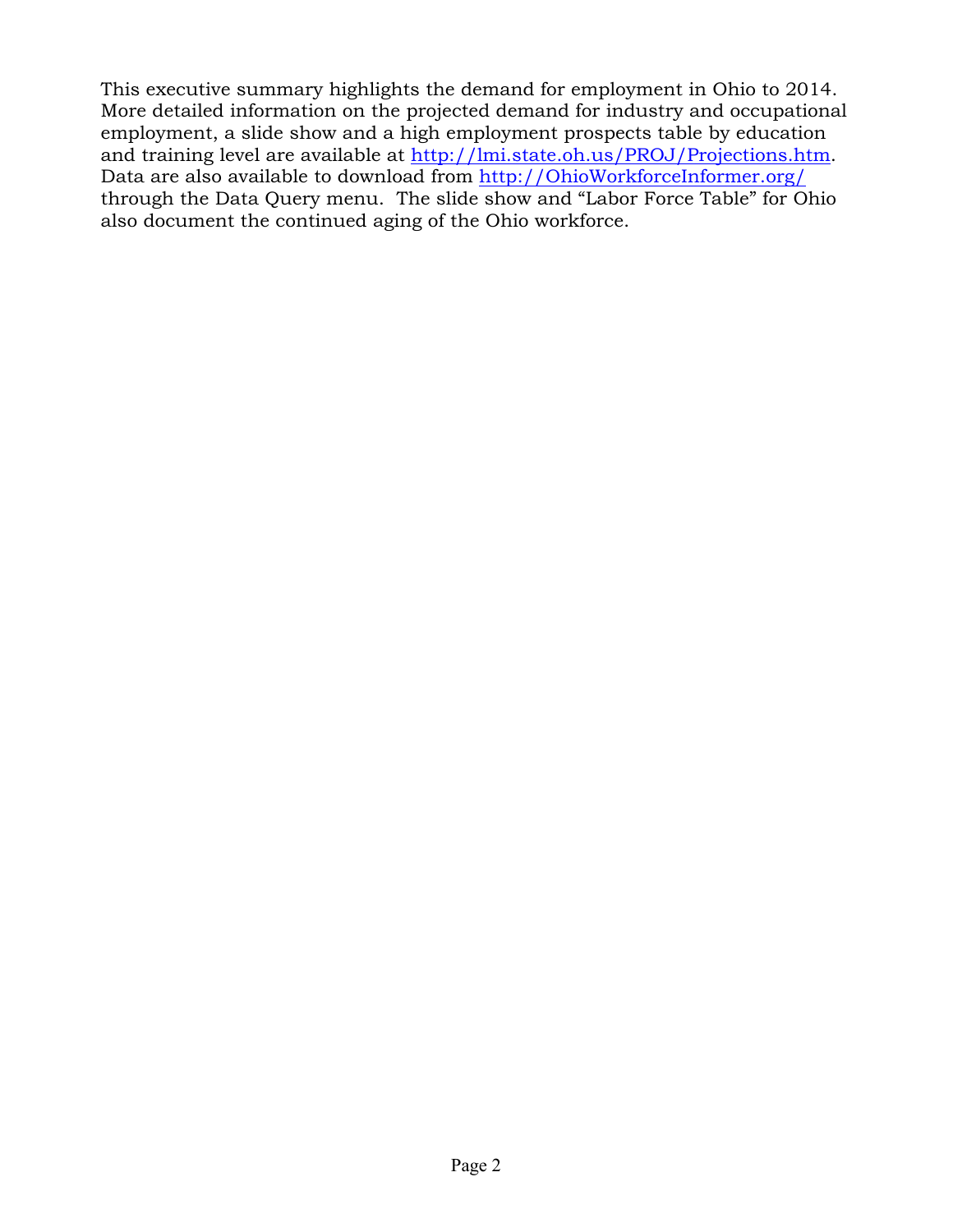This executive summary highlights the demand for employment in Ohio to 2014. More detailed information on the projected demand for industry and occupational employment, a slide show and a high employment prospects table by education and training level are available at [http://lmi.state.oh.us/PROJ/Projections.htm](http://lmi.state.oh.us/PROJ/Projections.htm). Data are also available to download from [http://OhioWorkforceInformer.org/](http://OhioWorkforceInformer.org/) through the Data Query menu. The slide show and "Labor Force Table" for Ohio also document the continued aging of the Ohio workforce.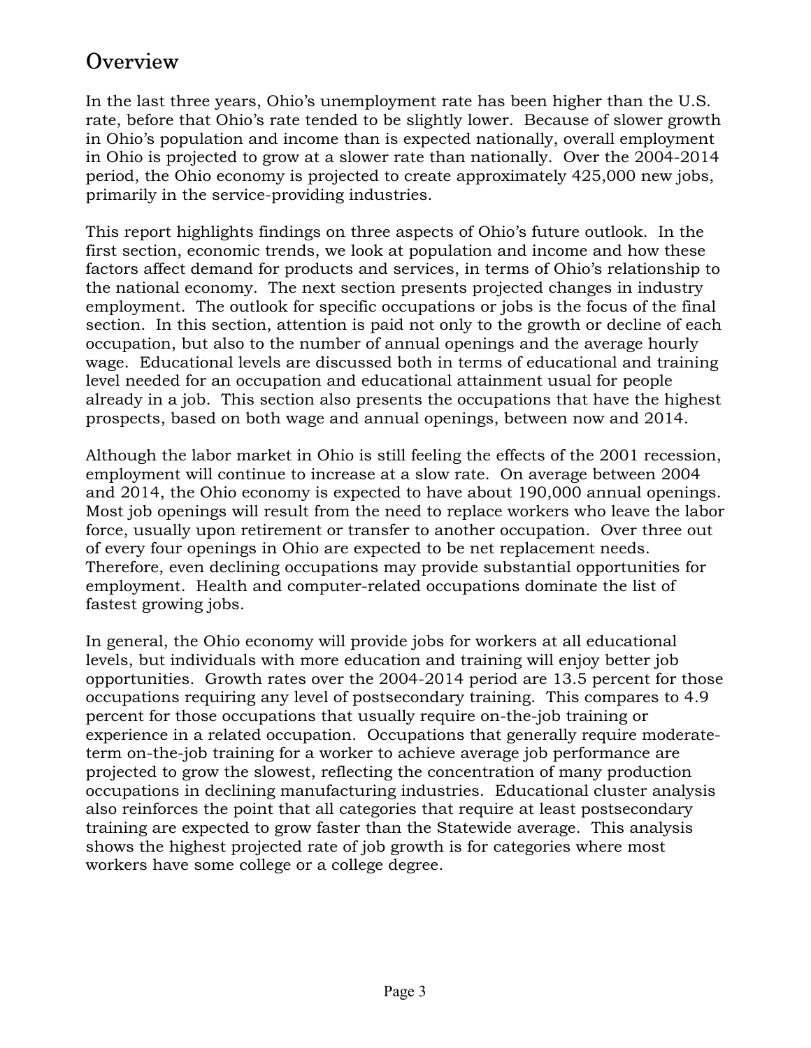# Overview

In the last three years, Ohio's unemployment rate has been higher than the U.S. rate, before that Ohio's rate tended to be slightly lower. Because of slower growth in Ohio's population and income than is expected nationally, overall employment in Ohio is projected to grow at a slower rate than nationally. Over the 2004-2014 period, the Ohio economy is projected to create approximately 425,000 new jobs, primarily in the service-providing industries.

This report highlights findings on three aspects of Ohio's future outlook. In the first section, economic trends, we look at population and income and how these factors affect demand for products and services, in terms of Ohio's relationship to the national economy. The next section presents projected changes in industry employment. The outlook for specific occupations or jobs is the focus of the final section. In this section, attention is paid not only to the growth or decline of each occupation, but also to the number of annual openings and the average hourly wage. Educational levels are discussed both in terms of educational and training level needed for an occupation and educational attainment usual for people already in a job. This section also presents the occupations that have the highest prospects, based on both wage and annual openings, between now and 2014.

Although the labor market in Ohio is still feeling the effects of the 2001 recession, employment will continue to increase at a slow rate. On average between 2004 and 2014, the Ohio economy is expected to have about 190,000 annual openings. Most job openings will result from the need to replace workers who leave the labor force, usually upon retirement or transfer to another occupation. Over three out of every four openings in Ohio are expected to be net replacement needs. Therefore, even declining occupations may provide substantial opportunities for employment. Health and computer-related occupations dominate the list of fastest growing jobs.

In general, the Ohio economy will provide jobs for workers at all educational levels, but individuals with more education and training will enjoy better job opportunities. Growth rates over the 2004-2014 period are 13.5 percent for those occupations requiring any level of postsecondary training. This compares to 4.9 percent for those occupations that usually require on-the-job training or experience in a related occupation. Occupations that generally require moderate-term on-the-job training for a worker to achieve average job performance are projected to grow the slowest, reflecting the concentration of many production occupations in declining manufacturing industries. Educational cluster analysis also reinforces the point that all categories that require at least postsecondary training are expected to grow faster than the Statewide average. This analysis shows the highest projected rate of job growth is for categories where most workers have some college or a college degree.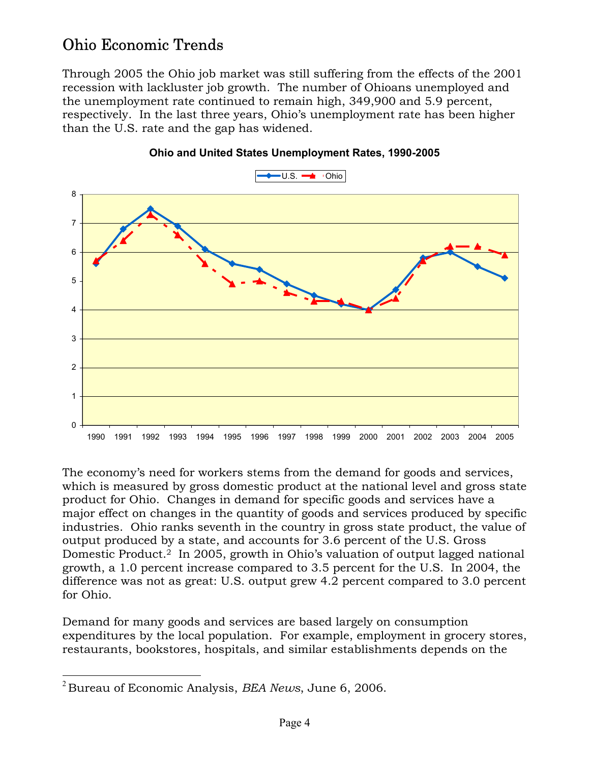## Ohio Economic Trends

Through 2005 the Ohio job market was still suffering from the effects of the 2001 recession with lackluster job growth. The number of Ohioans unemployed and the unemployment rate continued to remain high, 349,900 and 5.9 percent, respectively. In the last three years, Ohio's unemployment rate has been higher than the U.S. rate and the gap has widened.

**Ohio and United States Unemployment Rates, 1990-2005**

The economy's need for workers stems from the demand for goods and services, which is measured by gross domestic product at the national level and gross state product for Ohio. Changes in demand for specific goods and services have a major effect on changes in the quantity of goods and services produced by specific industries. Ohio ranks seventh in the country in gross state product, the value of output produced by a state, and accounts for 3.6 percent of the U.S. Gross Domestic Product.[2] In 2005, growth in Ohio's valuation of output lagged national growth, a 1.0 percent increase compared to 3.5 percent for the U.S. In 2004, the difference was not as great: U.S. output grew 4.2 percent compared to 3.0 percent for Ohio.

Demand for many goods and services are based largely on consumption expenditures by the local population. For example, employment in grocery stores, restaurants, bookstores, hospitals, and similar establishments depends on the

---

[2] Bureau of Economic Analysis, *BEA News*, June 6, 2006.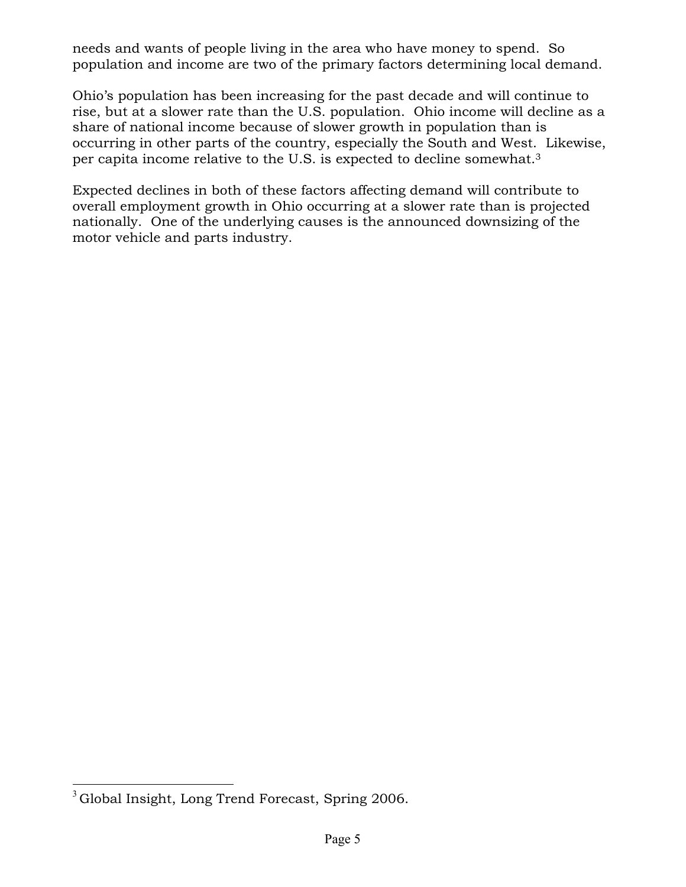needs and wants of people living in the area who have money to spend. So population and income are two of the primary factors determining local demand.

Ohio's population has been increasing for the past decade and will continue to rise, but at a slower rate than the U.S. population. Ohio income will decline as a share of national income because of slower growth in population than is occurring in other parts of the country, especially the South and West. Likewise, per capita income relative to the U.S. is expected to decline somewhat.[3]

Expected declines in both of these factors affecting demand will contribute to overall employment growth in Ohio occurring at a slower rate than is projected nationally. One of the underlying causes is the announced downsizing of the motor vehicle and parts industry.

---

[3] Global Insight, Long Trend Forecast, Spring 2006.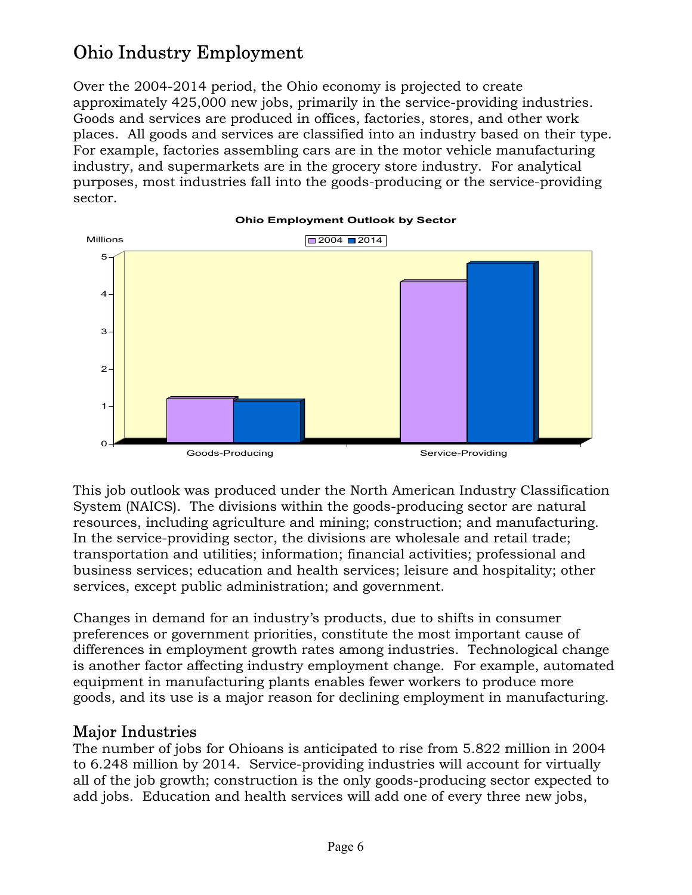# Ohio Industry Employment

Over the 2004-2014 period, the Ohio economy is projected to create approximately 425,000 new jobs, primarily in the service-providing industries. Goods and services are produced in offices, factories, stores, and other work places. All goods and services are classified into an industry based on their type. For example, factories assembling cars are in the motor vehicle manufacturing industry, and supermarkets are in the grocery store industry. For analytical purposes, most industries fall into the goods-producing or the service-providing sector.

**Ohio Employment Outlook by Sector**

This job outlook was produced under the North American Industry Classification System (NAICS). The divisions within the goods-producing sector are natural resources, including agriculture and mining; construction; and manufacturing. In the service-providing sector, the divisions are wholesale and retail trade; transportation and utilities; information; financial activities; professional and business services; education and health services; leisure and hospitality; other services, except public administration; and government.

Changes in demand for an industry's products, due to shifts in consumer preferences or government priorities, constitute the most important cause of differences in employment growth rates among industries. Technological change is another factor affecting industry employment change. For example, automated equipment in manufacturing plants enables fewer workers to produce more goods, and its use is a major reason for declining employment in manufacturing.

## Major Industries

The number of jobs for Ohioans is anticipated to rise from 5.822 million in 2004 to 6.248 million by 2014. Service-providing industries will account for virtually all of the job growth; construction is the only goods-producing sector expected to add jobs. Education and health services will add one of every three new jobs,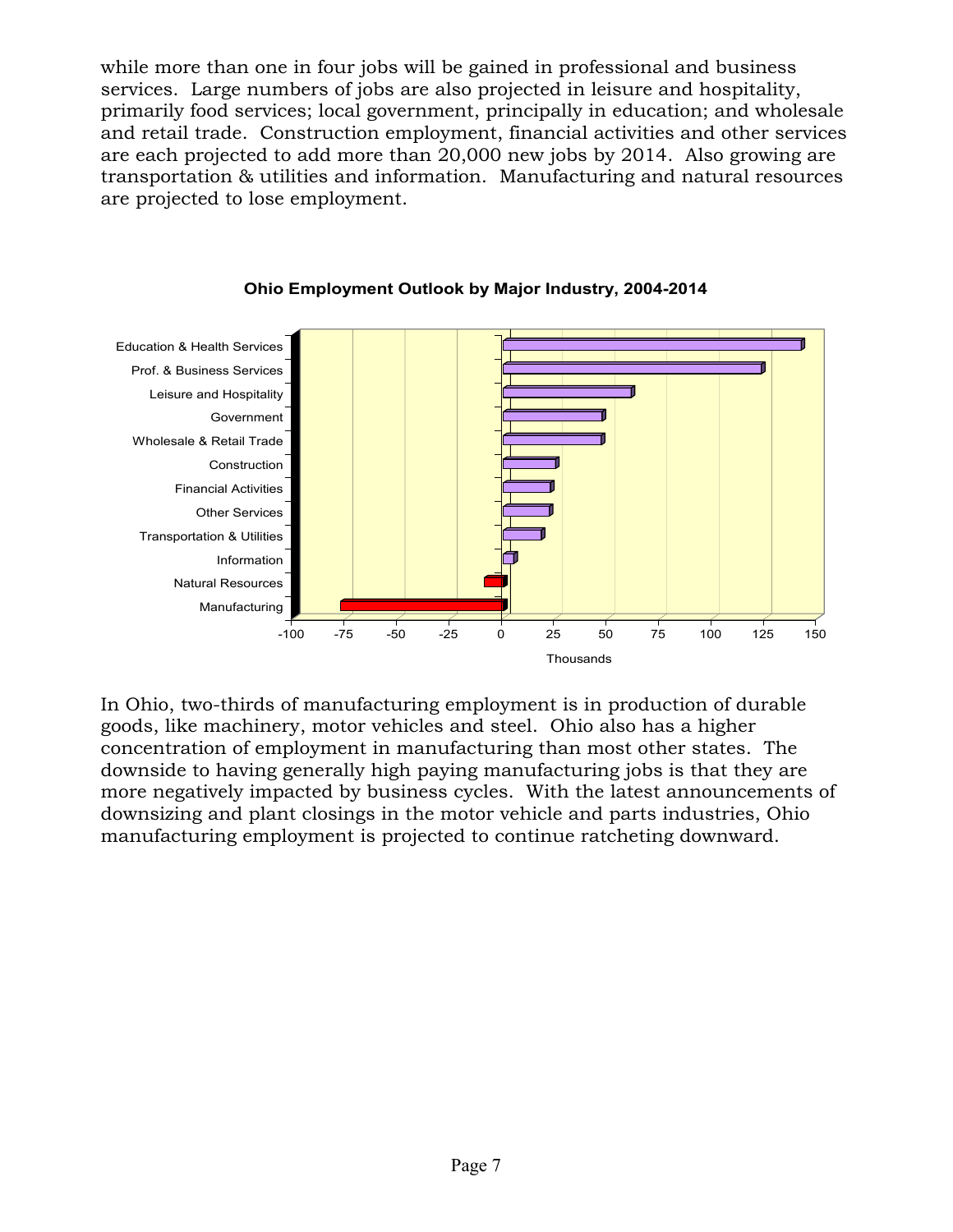while more than one in four jobs will be gained in professional and business services. Large numbers of jobs are also projected in leisure and hospitality, primarily food services; local government, principally in education; and wholesale and retail trade. Construction employment, financial activities and other services are each projected to add more than 20,000 new jobs by 2014. Also growing are transportation & utilities and information. Manufacturing and natural resources are projected to lose employment.

**Ohio Employment Outlook by Major Industry, 2004-2014**

In Ohio, two-thirds of manufacturing employment is in production of durable goods, like machinery, motor vehicles and steel. Ohio also has a higher concentration of employment in manufacturing than most other states. The downside to having generally high paying manufacturing jobs is that they are more negatively impacted by business cycles. With the latest announcements of downsizing and plant closings in the motor vehicle and parts industries, Ohio manufacturing employment is projected to continue ratcheting downward.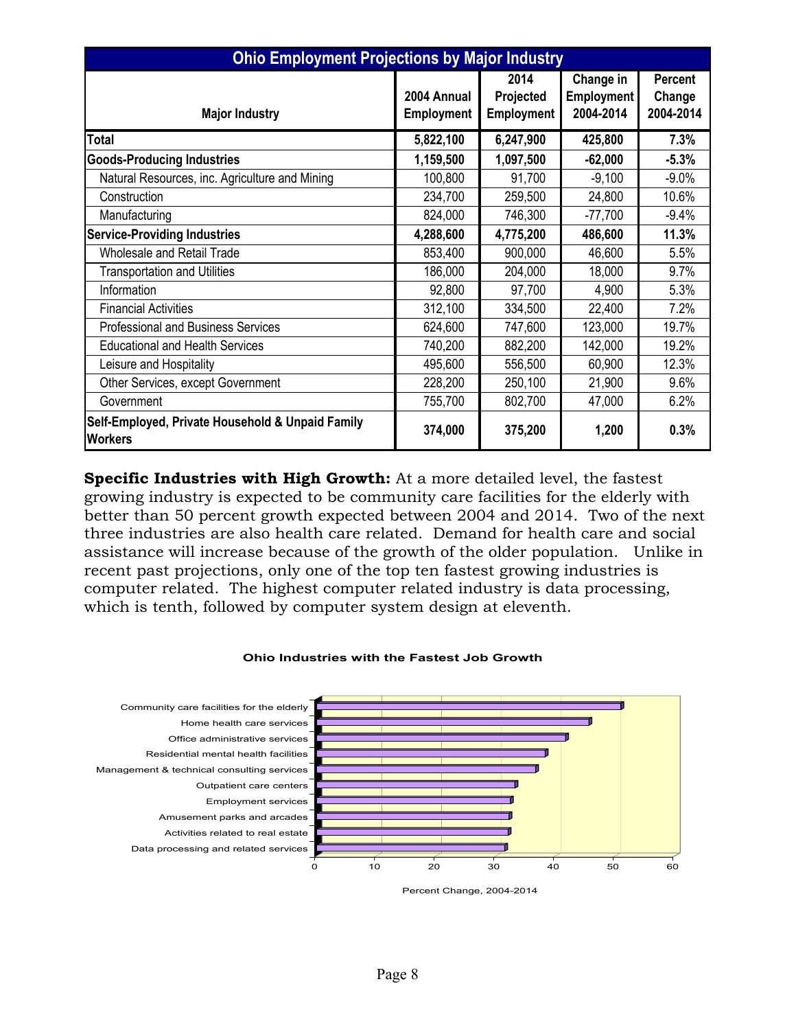| Ohio Employment Projections by Major Industry | | | | |
|---|---|---|---|---|
| **Major Industry** | **2004 Annual Employment** | **2014 Projected Employment** | **Change in Employment 2004-2014** | **Percent Change 2004-2014** |
| **Total** | **5,822,100** | **6,247,900** | **425,800** | **7.3%** |
| **Goods-Producing Industries** | **1,159,500** | **1,097,500** | **-62,000** | **-5.3%** |
| Natural Resources, inc. Agriculture and Mining | 100,800 | 91,700 | -9,100 | -9.0% |
| Construction | 234,700 | 259,500 | 24,800 | 10.6% |
| Manufacturing | 824,000 | 746,300 | -77,700 | -9.4% |
| **Service-Providing Industries** | **4,288,600** | **4,775,200** | **486,600** | **11.3%** |
| Wholesale and Retail Trade | 853,400 | 900,000 | 46,600 | 5.5% |
| Transportation and Utilities | 186,000 | 204,000 | 18,000 | 9.7% |
| Information | 92,800 | 97,700 | 4,900 | 5.3% |
| Financial Activities | 312,100 | 334,500 | 22,400 | 7.2% |
| Professional and Business Services | 624,600 | 747,600 | 123,000 | 19.7% |
| Educational and Health Services | 740,200 | 882,200 | 142,000 | 19.2% |
| Leisure and Hospitality | 495,600 | 556,500 | 60,900 | 12.3% |
| Other Services, except Government | 228,200 | 250,100 | 21,900 | 9.6% |
| Government | 755,700 | 802,700 | 47,000 | 6.2% |
| **Self-Employed, Private Household & Unpaid Family Workers** | **374,000** | **375,200** | **1,200** | **0.3%** |

**Specific Industries with High Growth:** At a more detailed level, the fastest growing industry is expected to be community care facilities for the elderly with better than 50 percent growth expected between 2004 and 2014. Two of the next three industries are also health care related. Demand for health care and social assistance will increase because of the growth of the older population. Unlike in recent past projections, only one of the top ten fastest growing industries is computer related. The highest computer related industry is data processing, which is tenth, followed by computer system design at eleventh.

**Ohio Industries with the Fastest Job Growth**

- Community care facilities for the elderly
- Home health care services
- Office administrative services
- Residential mental health facilities
- Management & technical consulting services
- Outpatient care centers
- Employment services
- Amusement parks and arcades
- Activities related to real estate
- Data processing and related services

Percent Change, 2004-2014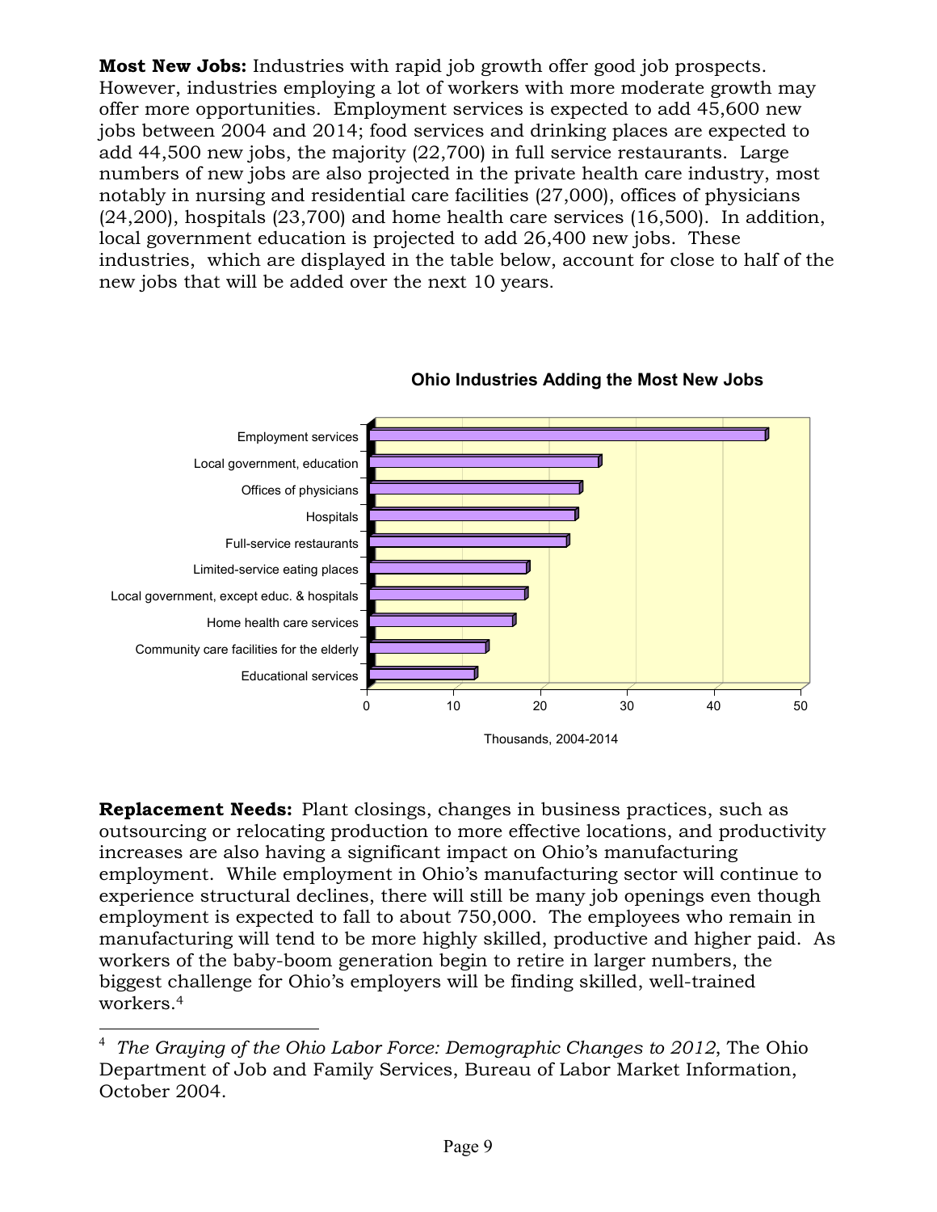**Most New Jobs:** Industries with rapid job growth offer good job prospects. However, industries employing a lot of workers with more moderate growth may offer more opportunities. Employment services is expected to add 45,600 new jobs between 2004 and 2014; food services and drinking places are expected to add 44,500 new jobs, the majority (22,700) in full service restaurants. Large numbers of new jobs are also projected in the private health care industry, most notably in nursing and residential care facilities (27,000), offices of physicians (24,200), hospitals (23,700) and home health care services (16,500). In addition, local government education is projected to add 26,400 new jobs. These industries, which are displayed in the table below, account for close to half of the new jobs that will be added over the next 10 years.

**Ohio Industries Adding the Most New Jobs**

Employment services
Local government, education
Offices of physicians
Hospitals
Full-service restaurants
Limited-service eating places
Local government, except educ. & hospitals
Home health care services
Community care facilities for the elderly
Educational services

0 10 20 30 40 50

Thousands, 2004-2014

**Replacement Needs:** Plant closings, changes in business practices, such as outsourcing or relocating production to more effective locations, and productivity increases are also having a significant impact on Ohio's manufacturing employment. While employment in Ohio's manufacturing sector will continue to experience structural declines, there will still be many job openings even though employment is expected to fall to about 750,000. The employees who remain in manufacturing will tend to be more highly skilled, productive and higher paid. As workers of the baby-boom generation begin to retire in larger numbers, the biggest challenge for Ohio's employers will be finding skilled, well-trained workers.[4]

[4] *The Graying of the Ohio Labor Force: Demographic Changes to 2012*, The Ohio Department of Job and Family Services, Bureau of Labor Market Information, October 2004.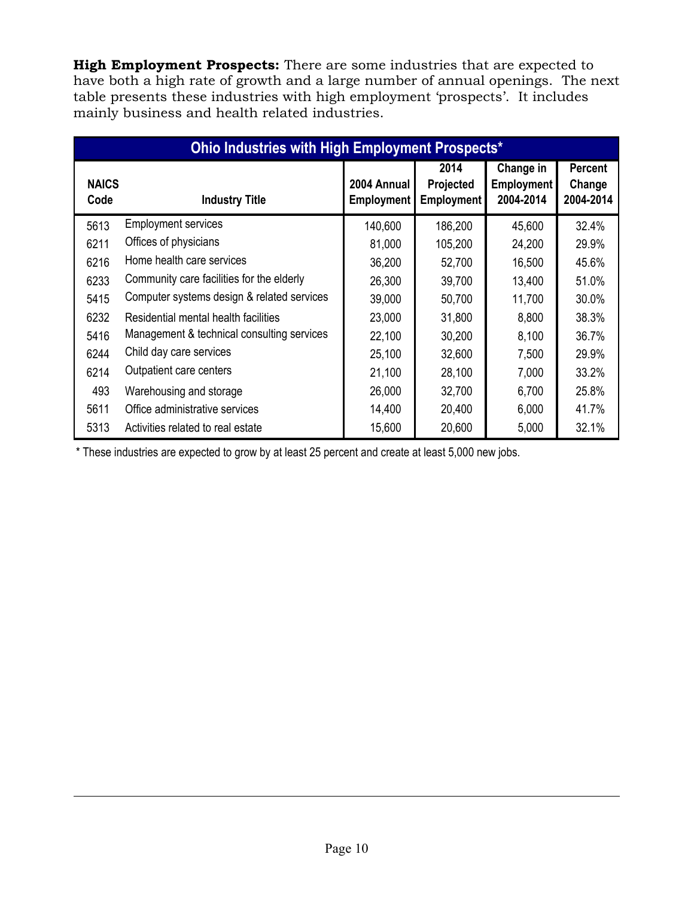**High Employment Prospects:** There are some industries that are expected to have both a high rate of growth and a large number of annual openings. The next table presents these industries with high employment 'prospects'. It includes mainly business and health related industries.

| Ohio Industries with High Employment Prospects* | | | | | |
|---|---|---|---|---|---|
| NAICS Code | Industry Title | 2004 Annual Employment | 2014 Projected Employment | Change in Employment 2004-2014 | Percent Change 2004-2014 |
| 5613 | Employment services | 140,600 | 186,200 | 45,600 | 32.4% |
| 6211 | Offices of physicians | 81,000 | 105,200 | 24,200 | 29.9% |
| 6216 | Home health care services | 36,200 | 52,700 | 16,500 | 45.6% |
| 6233 | Community care facilities for the elderly | 26,300 | 39,700 | 13,400 | 51.0% |
| 5415 | Computer systems design & related services | 39,000 | 50,700 | 11,700 | 30.0% |
| 6232 | Residential mental health facilities | 23,000 | 31,800 | 8,800 | 38.3% |
| 5416 | Management & technical consulting services | 22,100 | 30,200 | 8,100 | 36.7% |
| 6244 | Child day care services | 25,100 | 32,600 | 7,500 | 29.9% |
| 6214 | Outpatient care centers | 21,100 | 28,100 | 7,000 | 33.2% |
| 493 | Warehousing and storage | 26,000 | 32,700 | 6,700 | 25.8% |
| 5611 | Office administrative services | 14,400 | 20,400 | 6,000 | 41.7% |
| 5313 | Activities related to real estate | 15,600 | 20,600 | 5,000 | 32.1% |

* These industries are expected to grow by at least 25 percent and create at least 5,000 new jobs.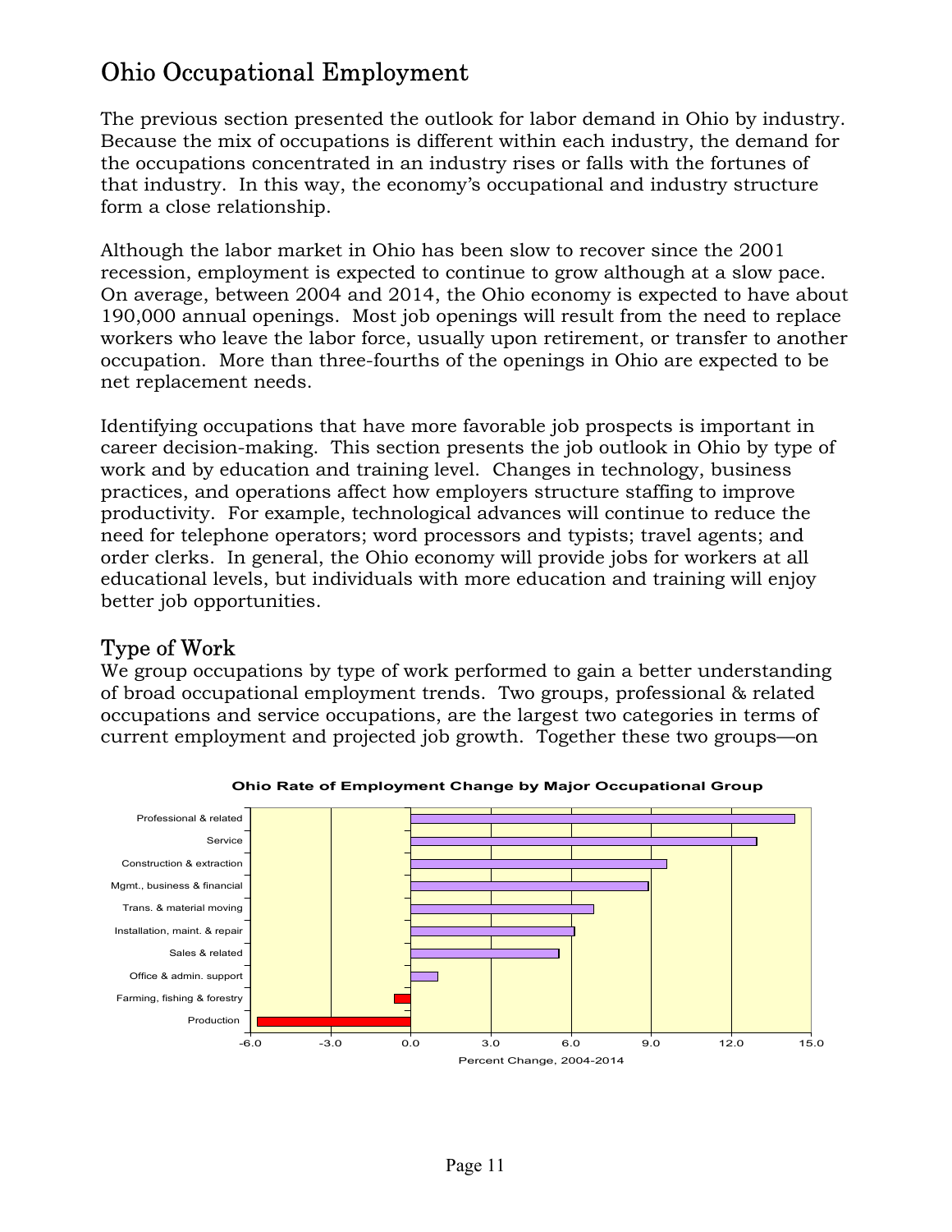# Ohio Occupational Employment

The previous section presented the outlook for labor demand in Ohio by industry. Because the mix of occupations is different within each industry, the demand for the occupations concentrated in an industry rises or falls with the fortunes of that industry. In this way, the economy's occupational and industry structure form a close relationship.

Although the labor market in Ohio has been slow to recover since the 2001 recession, employment is expected to continue to grow although at a slow pace. On average, between 2004 and 2014, the Ohio economy is expected to have about 190,000 annual openings. Most job openings will result from the need to replace workers who leave the labor force, usually upon retirement, or transfer to another occupation. More than three-fourths of the openings in Ohio are expected to be net replacement needs.

Identifying occupations that have more favorable job prospects is important in career decision-making. This section presents the job outlook in Ohio by type of work and by education and training level. Changes in technology, business practices, and operations affect how employers structure staffing to improve productivity. For example, technological advances will continue to reduce the need for telephone operators; word processors and typists; travel agents; and order clerks. In general, the Ohio economy will provide jobs for workers at all educational levels, but individuals with more education and training will enjoy better job opportunities.

## Type of Work

We group occupations by type of work performed to gain a better understanding of broad occupational employment trends. Two groups, professional & related occupations and service occupations, are the largest two categories in terms of current employment and projected job growth. Together these two groups—on

**Ohio Rate of Employment Change by Major Occupational Group**

| Occupational Group | Percent Change, 2004-2014 (approx.) |
|---|---|
| Professional & related | 14.4 |
| Service | 13.0 |
| Construction & extraction | 9.6 |
| Mgmt., business & financial | 8.9 |
| Trans. & material moving | 6.9 |
| Installation, maint. & repair | 6.1 |
| Sales & related | 5.6 |
| Office & admin. support | 1.0 |
| Farming, fishing & forestry | -0.6 |
| Production | -5.7 |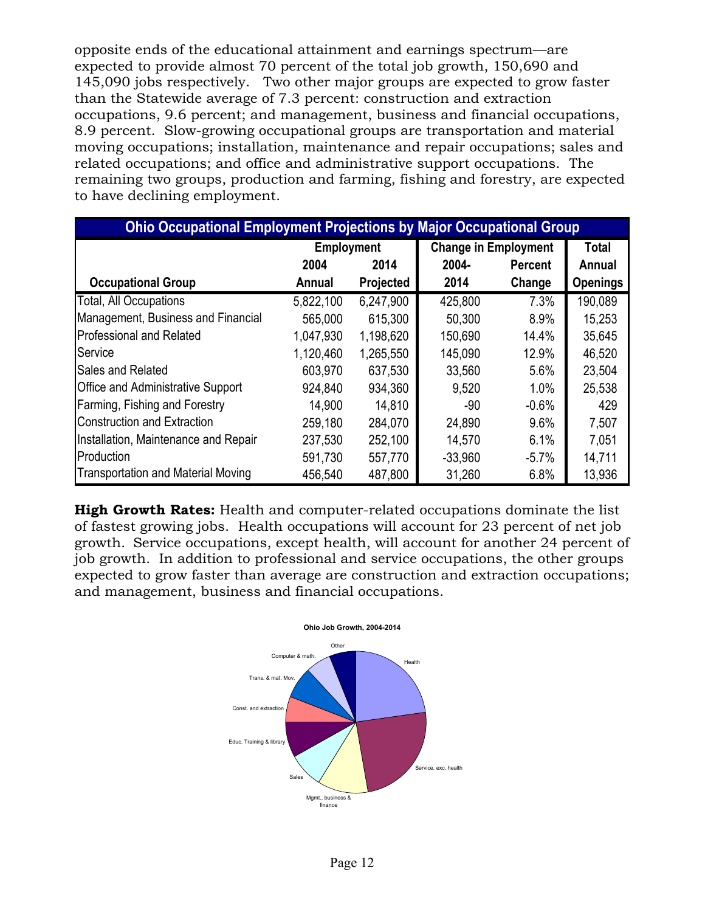opposite ends of the educational attainment and earnings spectrum—are expected to provide almost 70 percent of the total job growth, 150,690 and 145,090 jobs respectively. Two other major groups are expected to grow faster than the Statewide average of 7.3 percent: construction and extraction occupations, 9.6 percent; and management, business and financial occupations, 8.9 percent. Slow-growing occupational groups are transportation and material moving occupations; installation, maintenance and repair occupations; sales and related occupations; and office and administrative support occupations. The remaining two groups, production and farming, fishing and forestry, are expected to have declining employment.

**Ohio Occupational Employment Projections by Major Occupational Group**

| Occupational Group | Employment 2004 Annual | Employment 2014 Projected | Change in Employment 2004-2014 | Percent Change | Total Annual Openings |
|---|---|---|---|---|---|
| Total, All Occupations | 5,822,100 | 6,247,900 | 425,800 | 7.3% | 190,089 |
| Management, Business and Financial | 565,000 | 615,300 | 50,300 | 8.9% | 15,253 |
| Professional and Related | 1,047,930 | 1,198,620 | 150,690 | 14.4% | 35,645 |
| Service | 1,120,460 | 1,265,550 | 145,090 | 12.9% | 46,520 |
| Sales and Related | 603,970 | 637,530 | 33,560 | 5.6% | 23,504 |
| Office and Administrative Support | 924,840 | 934,360 | 9,520 | 1.0% | 25,538 |
| Farming, Fishing and Forestry | 14,900 | 14,810 | -90 | -0.6% | 429 |
| Construction and Extraction | 259,180 | 284,070 | 24,890 | 9.6% | 7,507 |
| Installation, Maintenance and Repair | 237,530 | 252,100 | 14,570 | 6.1% | 7,051 |
| Production | 591,730 | 557,770 | -33,960 | -5.7% | 14,711 |
| Transportation and Material Moving | 456,540 | 487,800 | 31,260 | 6.8% | 13,936 |

**High Growth Rates:** Health and computer-related occupations dominate the list of fastest growing jobs. Health occupations will account for 23 percent of net job growth. Service occupations, except health, will account for another 24 percent of job growth. In addition to professional and service occupations, the other groups expected to grow faster than average are construction and extraction occupations; and management, business and financial occupations.

**Ohio Job Growth, 2004-2014**

Health; Service, exc. health; Mgmt., business & finance; Sales; Educ. Training & library; Const. and extraction; Trans. & mat. Mov.; Computer & math.; Other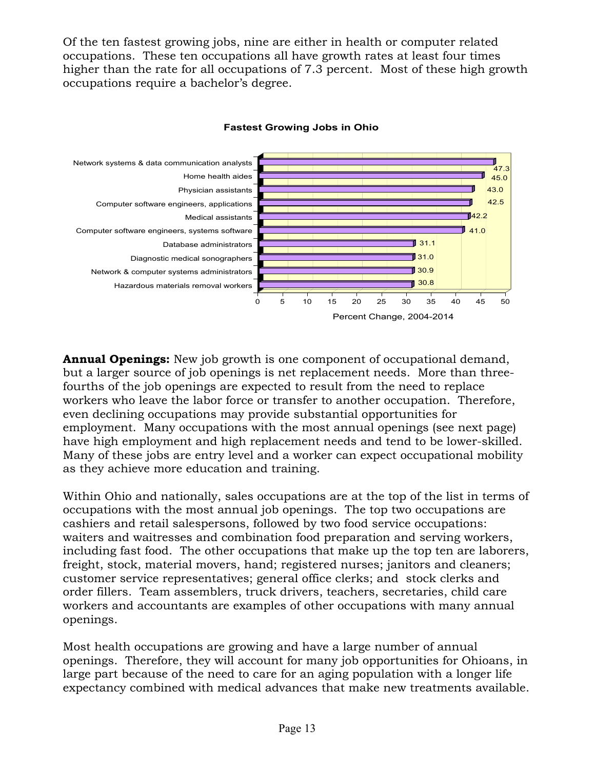Of the ten fastest growing jobs, nine are either in health or computer related occupations. These ten occupations all have growth rates at least four times higher than the rate for all occupations of 7.3 percent. Most of these high growth occupations require a bachelor's degree.

**Fastest Growing Jobs in Ohio**

| Occupation | Percent Change, 2004-2014 |
| --- | --- |
| Network systems & data communication analysts | 47.3 |
| Home health aides | 45.0 |
| Physician assistants | 43.0 |
| Computer software engineers, applications | 42.5 |
| Medical assistants | 42.2 |
| Computer software engineers, systems software | 41.0 |
| Database administrators | 31.1 |
| Diagnostic medical sonographers | 31.0 |
| Network & computer systems administrators | 30.9 |
| Hazardous materials removal workers | 30.8 |

**Annual Openings:** New job growth is one component of occupational demand, but a larger source of job openings is net replacement needs. More than three-fourths of the job openings are expected to result from the need to replace workers who leave the labor force or transfer to another occupation. Therefore, even declining occupations may provide substantial opportunities for employment. Many occupations with the most annual openings (see next page) have high employment and high replacement needs and tend to be lower-skilled. Many of these jobs are entry level and a worker can expect occupational mobility as they achieve more education and training.

Within Ohio and nationally, sales occupations are at the top of the list in terms of occupations with the most annual job openings. The top two occupations are cashiers and retail salespersons, followed by two food service occupations: waiters and waitresses and combination food preparation and serving workers, including fast food. The other occupations that make up the top ten are laborers, freight, stock, material movers, hand; registered nurses; janitors and cleaners; customer service representatives; general office clerks; and stock clerks and order fillers. Team assemblers, truck drivers, teachers, secretaries, child care workers and accountants are examples of other occupations with many annual openings.

Most health occupations are growing and have a large number of annual openings. Therefore, they will account for many job opportunities for Ohioans, in large part because of the need to care for an aging population with a longer life expectancy combined with medical advances that make new treatments available.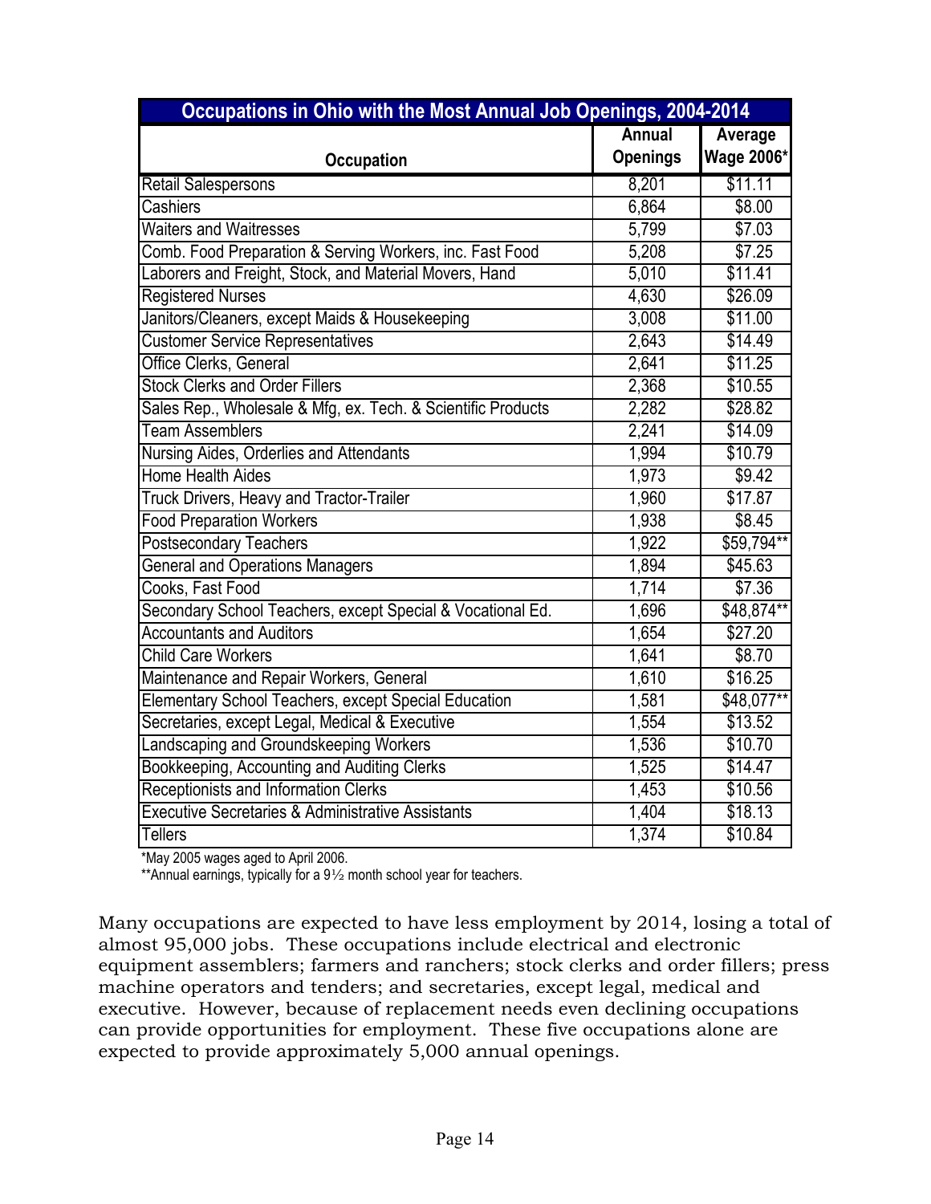| Occupations in Ohio with the Most Annual Job Openings, 2004-2014 | | |
|---|---|---|
| Occupation | Annual Openings | Average Wage 2006* |
| Retail Salespersons | 8,201 | $11.11 |
| Cashiers | 6,864 | $8.00 |
| Waiters and Waitresses | 5,799 | $7.03 |
| Comb. Food Preparation & Serving Workers, inc. Fast Food | 5,208 | $7.25 |
| Laborers and Freight, Stock, and Material Movers, Hand | 5,010 | $11.41 |
| Registered Nurses | 4,630 | $26.09 |
| Janitors/Cleaners, except Maids & Housekeeping | 3,008 | $11.00 |
| Customer Service Representatives | 2,643 | $14.49 |
| Office Clerks, General | 2,641 | $11.25 |
| Stock Clerks and Order Fillers | 2,368 | $10.55 |
| Sales Rep., Wholesale & Mfg, ex. Tech. & Scientific Products | 2,282 | $28.82 |
| Team Assemblers | 2,241 | $14.09 |
| Nursing Aides, Orderlies and Attendants | 1,994 | $10.79 |
| Home Health Aides | 1,973 | $9.42 |
| Truck Drivers, Heavy and Tractor-Trailer | 1,960 | $17.87 |
| Food Preparation Workers | 1,938 | $8.45 |
| Postsecondary Teachers | 1,922 | $59,794** |
| General and Operations Managers | 1,894 | $45.63 |
| Cooks, Fast Food | 1,714 | $7.36 |
| Secondary School Teachers, except Special & Vocational Ed. | 1,696 | $48,874** |
| Accountants and Auditors | 1,654 | $27.20 |
| Child Care Workers | 1,641 | $8.70 |
| Maintenance and Repair Workers, General | 1,610 | $16.25 |
| Elementary School Teachers, except Special Education | 1,581 | $48,077** |
| Secretaries, except Legal, Medical & Executive | 1,554 | $13.52 |
| Landscaping and Groundskeeping Workers | 1,536 | $10.70 |
| Bookkeeping, Accounting and Auditing Clerks | 1,525 | $14.47 |
| Receptionists and Information Clerks | 1,453 | $10.56 |
| Executive Secretaries & Administrative Assistants | 1,404 | $18.13 |
| Tellers | 1,374 | $10.84 |

*May 2005 wages aged to April 2006.

**Annual earnings, typically for a 9½ month school year for teachers.

Many occupations are expected to have less employment by 2014, losing a total of almost 95,000 jobs. These occupations include electrical and electronic equipment assemblers; farmers and ranchers; stock clerks and order fillers; press machine operators and tenders; and secretaries, except legal, medical and executive. However, because of replacement needs even declining occupations can provide opportunities for employment. These five occupations alone are expected to provide approximately 5,000 annual openings.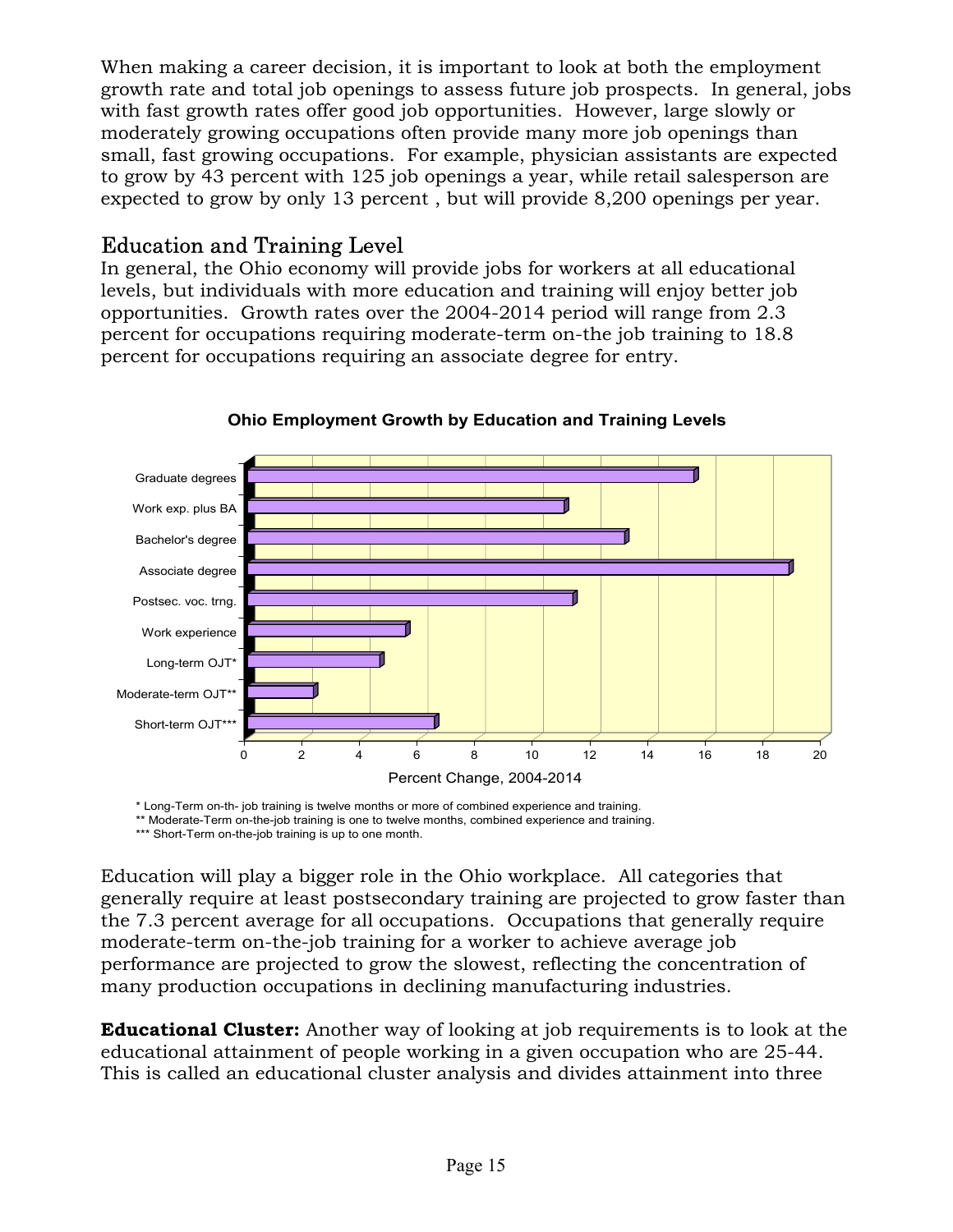When making a career decision, it is important to look at both the employment growth rate and total job openings to assess future job prospects. In general, jobs with fast growth rates offer good job opportunities. However, large slowly or moderately growing occupations often provide many more job openings than small, fast growing occupations. For example, physician assistants are expected to grow by 43 percent with 125 job openings a year, while retail salesperson are expected to grow by only 13 percent , but will provide 8,200 openings per year.

## Education and Training Level

In general, the Ohio economy will provide jobs for workers at all educational levels, but individuals with more education and training will enjoy better job opportunities. Growth rates over the 2004-2014 period will range from 2.3 percent for occupations requiring moderate-term on-the job training to 18.8 percent for occupations requiring an associate degree for entry.

**Ohio Employment Growth by Education and Training Levels**

| Education and Training Level | Percent Change, 2004-2014 (approx.) |
|---|---|
| Graduate degrees | 15.5 |
| Work exp. plus BA | 11 |
| Bachelor's degree | 13.1 |
| Associate degree | 18.8 |
| Postsec. voc. trng. | 11.3 |
| Work experience | 5.5 |
| Long-term OJT* | 4.6 |
| Moderate-term OJT** | 2.3 |
| Short-term OJT*** | 6.5 |

\* Long-Term on-th- job training is twelve months or more of combined experience and training.
** Moderate-Term on-the-job training is one to twelve months, combined experience and training.
*** Short-Term on-the-job training is up to one month.

Education will play a bigger role in the Ohio workplace. All categories that generally require at least postsecondary training are projected to grow faster than the 7.3 percent average for all occupations. Occupations that generally require moderate-term on-the-job training for a worker to achieve average job performance are projected to grow the slowest, reflecting the concentration of many production occupations in declining manufacturing industries.

**Educational Cluster:** Another way of looking at job requirements is to look at the educational attainment of people working in a given occupation who are 25-44. This is called an educational cluster analysis and divides attainment into three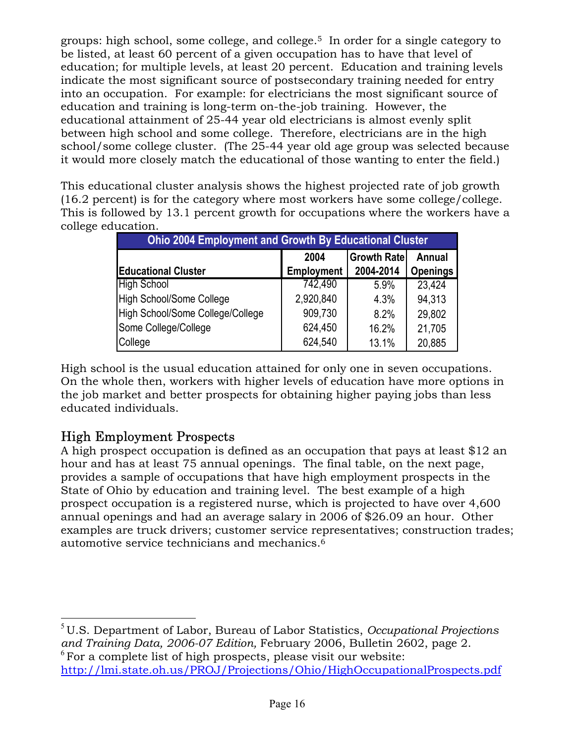groups: high school, some college, and college.[5] In order for a single category to be listed, at least 60 percent of a given occupation has to have that level of education; for multiple levels, at least 20 percent. Education and training levels indicate the most significant source of postsecondary training needed for entry into an occupation. For example: for electricians the most significant source of education and training is long-term on-the-job training. However, the educational attainment of 25-44 year old electricians is almost evenly split between high school and some college. Therefore, electricians are in the high school/some college cluster. (The 25-44 year old age group was selected because it would more closely match the educational of those wanting to enter the field.)

This educational cluster analysis shows the highest projected rate of job growth (16.2 percent) is for the category where most workers have some college/college. This is followed by 13.1 percent growth for occupations where the workers have a college education.

**Ohio 2004 Employment and Growth By Educational Cluster**

| Educational Cluster | 2004 Employment | Growth Rate 2004-2014 | Annual Openings |
|---|---|---|---|
| High School | 742,490 | 5.9% | 23,424 |
| High School/Some College | 2,920,840 | 4.3% | 94,313 |
| High School/Some College/College | 909,730 | 8.2% | 29,802 |
| Some College/College | 624,450 | 16.2% | 21,705 |
| College | 624,540 | 13.1% | 20,885 |

High school is the usual education attained for only one in seven occupations. On the whole then, workers with higher levels of education have more options in the job market and better prospects for obtaining higher paying jobs than less educated individuals.

## High Employment Prospects

A high prospect occupation is defined as an occupation that pays at least $12 an hour and has at least 75 annual openings. The final table, on the next page, provides a sample of occupations that have high employment prospects in the State of Ohio by education and training level. The best example of a high prospect occupation is a registered nurse, which is projected to have over 4,600 annual openings and had an average salary in 2006 of $26.09 an hour. Other examples are truck drivers; customer service representatives; construction trades; automotive service technicians and mechanics.[6]

---

[5] U.S. Department of Labor, Bureau of Labor Statistics, *Occupational Projections and Training Data, 2006-07 Edition,* February 2006, Bulletin 2602, page 2.

[6] For a complete list of high prospects, please visit our website: http://lmi.state.oh.us/PROJ/Projections/Ohio/HighOccupationalProspects.pdf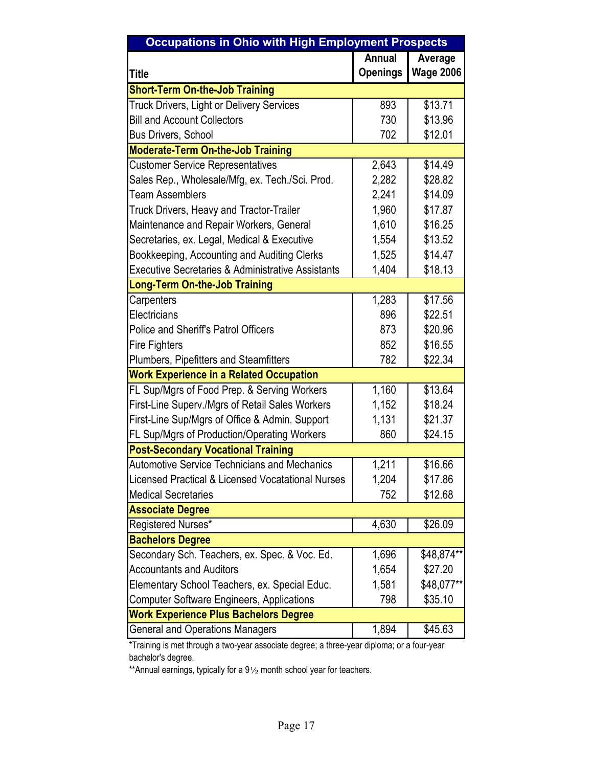## Occupations in Ohio with High Employment Prospects

| Title | Annual Openings | Average Wage 2006 |
|---|---|---|
| **Short-Term On-the-Job Training** | | |
| Truck Drivers, Light or Delivery Services | 893 | $13.71 |
| Bill and Account Collectors | 730 | $13.96 |
| Bus Drivers, School | 702 | $12.01 |
| **Moderate-Term On-the-Job Training** | | |
| Customer Service Representatives | 2,643 | $14.49 |
| Sales Rep., Wholesale/Mfg, ex. Tech./Sci. Prod. | 2,282 | $28.82 |
| Team Assemblers | 2,241 | $14.09 |
| Truck Drivers, Heavy and Tractor-Trailer | 1,960 | $17.87 |
| Maintenance and Repair Workers, General | 1,610 | $16.25 |
| Secretaries, ex. Legal, Medical & Executive | 1,554 | $13.52 |
| Bookkeeping, Accounting and Auditing Clerks | 1,525 | $14.47 |
| Executive Secretaries & Administrative Assistants | 1,404 | $18.13 |
| **Long-Term On-the-Job Training** | | |
| Carpenters | 1,283 | $17.56 |
| Electricians | 896 | $22.51 |
| Police and Sheriff's Patrol Officers | 873 | $20.96 |
| Fire Fighters | 852 | $16.55 |
| Plumbers, Pipefitters and Steamfitters | 782 | $22.34 |
| **Work Experience in a Related Occupation** | | |
| FL Sup/Mgrs of Food Prep. & Serving Workers | 1,160 | $13.64 |
| First-Line Superv./Mgrs of Retail Sales Workers | 1,152 | $18.24 |
| First-Line Sup/Mgrs of Office & Admin. Support | 1,131 | $21.37 |
| FL Sup/Mgrs of Production/Operating Workers | 860 | $24.15 |
| **Post-Secondary Vocational Training** | | |
| Automotive Service Technicians and Mechanics | 1,211 | $16.66 |
| Licensed Practical & Licensed Vocatational Nurses | 1,204 | $17.86 |
| Medical Secretaries | 752 | $12.68 |
| **Associate Degree** | | |
| Registered Nurses* | 4,630 | $26.09 |
| **Bachelors Degree** | | |
| Secondary Sch. Teachers, ex. Spec. & Voc. Ed. | 1,696 | $48,874** |
| Accountants and Auditors | 1,654 | $27.20 |
| Elementary School Teachers, ex. Special Educ. | 1,581 | $48,077** |
| Computer Software Engineers, Applications | 798 | $35.10 |
| **Work Experience Plus Bachelors Degree** | | |
| General and Operations Managers | 1,894 | $45.63 |

*Training is met through a two-year associate degree; a three-year diploma; or a four-year bachelor's degree.

**Annual earnings, typically for a 9½ month school year for teachers.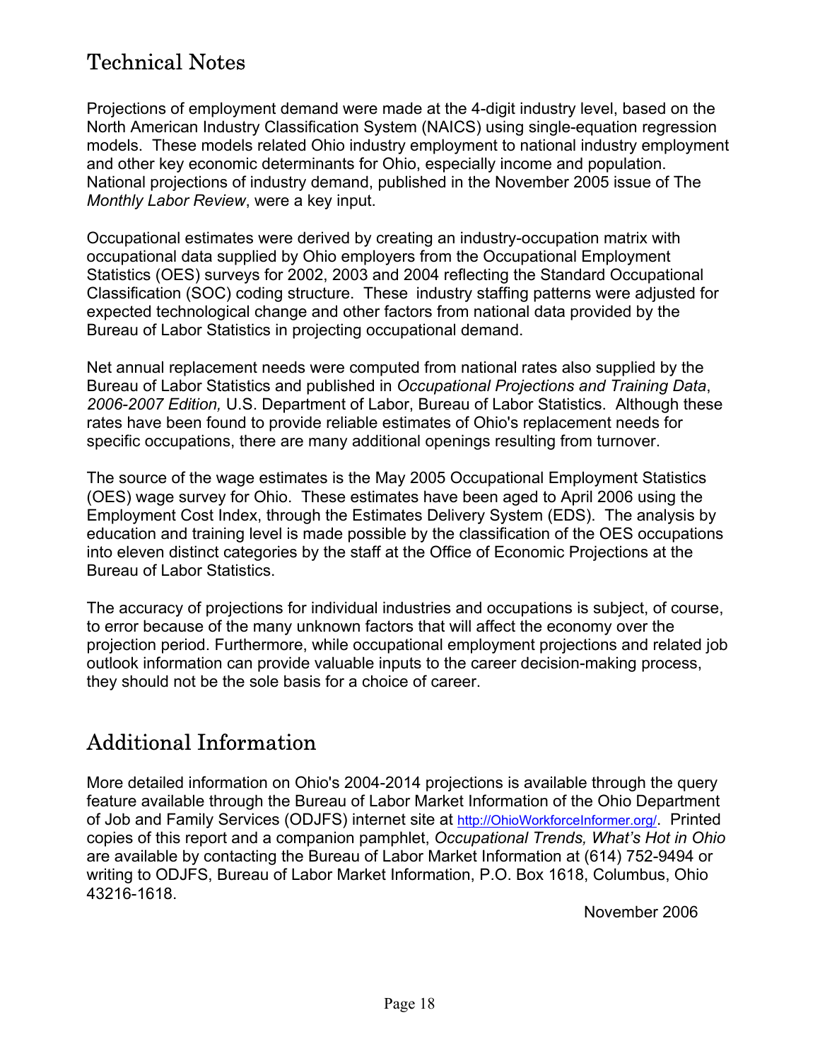# Technical Notes

Projections of employment demand were made at the 4-digit industry level, based on the North American Industry Classification System (NAICS) using single-equation regression models. These models related Ohio industry employment to national industry employment and other key economic determinants for Ohio, especially income and population. National projections of industry demand, published in the November 2005 issue of The *Monthly Labor Review*, were a key input.

Occupational estimates were derived by creating an industry-occupation matrix with occupational data supplied by Ohio employers from the Occupational Employment Statistics (OES) surveys for 2002, 2003 and 2004 reflecting the Standard Occupational Classification (SOC) coding structure. These industry staffing patterns were adjusted for expected technological change and other factors from national data provided by the Bureau of Labor Statistics in projecting occupational demand.

Net annual replacement needs were computed from national rates also supplied by the Bureau of Labor Statistics and published in *Occupational Projections and Training Data*, *2006-2007 Edition,* U.S. Department of Labor, Bureau of Labor Statistics. Although these rates have been found to provide reliable estimates of Ohio's replacement needs for specific occupations, there are many additional openings resulting from turnover.

The source of the wage estimates is the May 2005 Occupational Employment Statistics (OES) wage survey for Ohio. These estimates have been aged to April 2006 using the Employment Cost Index, through the Estimates Delivery System (EDS). The analysis by education and training level is made possible by the classification of the OES occupations into eleven distinct categories by the staff at the Office of Economic Projections at the Bureau of Labor Statistics.

The accuracy of projections for individual industries and occupations is subject, of course, to error because of the many unknown factors that will affect the economy over the projection period. Furthermore, while occupational employment projections and related job outlook information can provide valuable inputs to the career decision-making process, they should not be the sole basis for a choice of career.

# Additional Information

More detailed information on Ohio's 2004-2014 projections is available through the query feature available through the Bureau of Labor Market Information of the Ohio Department of Job and Family Services (ODJFS) internet site at http://OhioWorkforceInformer.org/. Printed copies of this report and a companion pamphlet, *Occupational Trends, What's Hot in Ohio* are available by contacting the Bureau of Labor Market Information at (614) 752-9494 or writing to ODJFS, Bureau of Labor Market Information, P.O. Box 1618, Columbus, Ohio 43216-1618.

November 2006